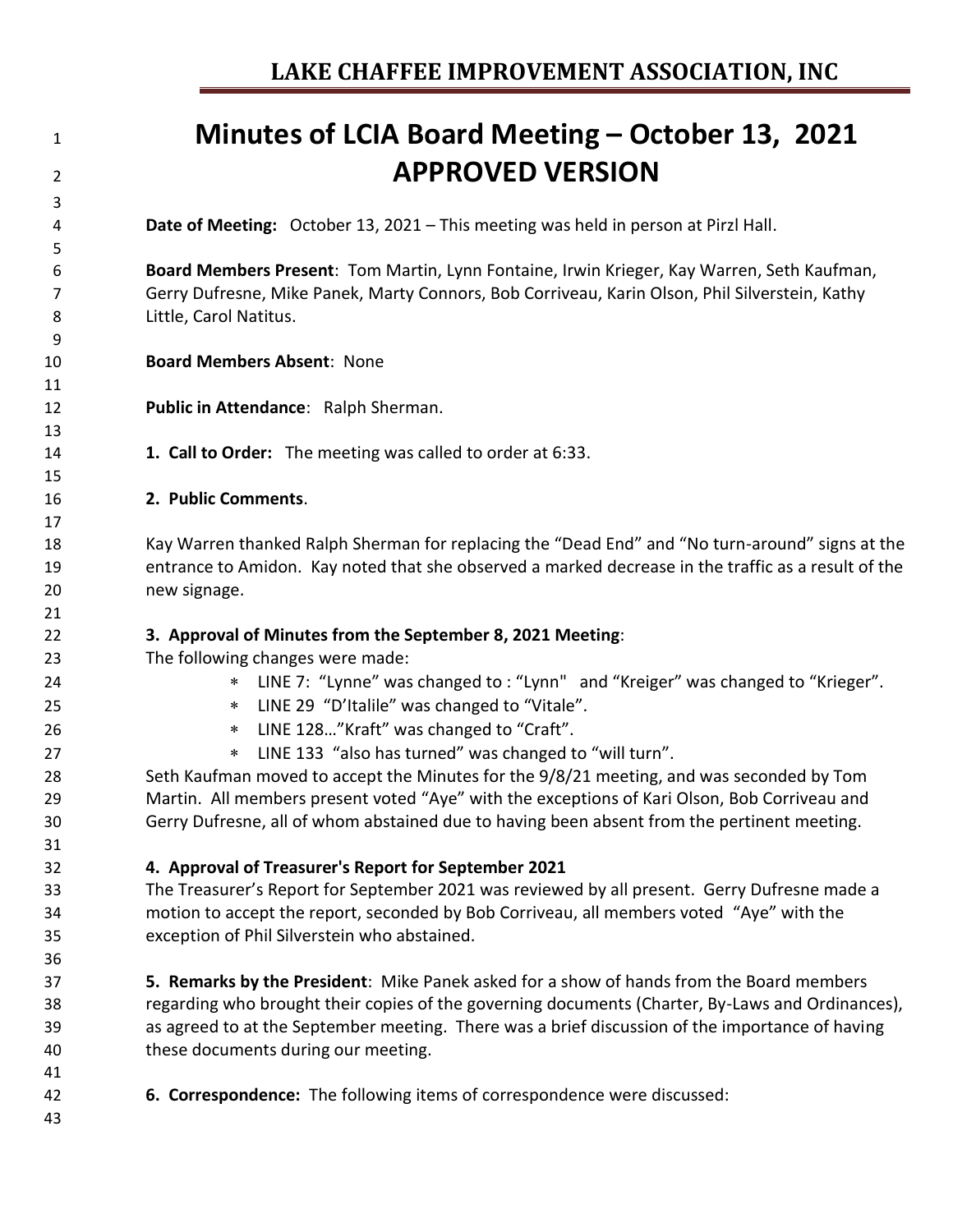# LAKE CHAFFEE IMPROVEMENT ASSOCIATION, INC

# Minutes of LCIA Board Meeting – October 13, 2021 APPROVED VERSION

**Date of Meeting:** October 13, 2021 – This meeting was held in person at Pirzl Hall.

**Board Members Present**: Tom Martin, Lynn Fontaine, Irwin Krieger, Kay Warren, Seth Kaufman, Gerry Dufresne, Mike Panek, Marty Connors, Bob Corriveau, Karin Olson, Phil Silverstein, Kathy Little, Carol Natitus.

**Board Members Absent**: None

**Public in Attendance**: Ralph Sherman.

**1. Call to Order:** The meeting was called to order at 6:33.

**2. Public Comments**.

Kay Warren thanked Ralph Sherman for replacing the "Dead End" and "No turn-around" signs at the entrance to Amidon. Kay noted that she observed a marked decrease in the traffic as a result of the new signage.

**3. Approval of Minutes from the September 8, 2021 Meeting**:

The following changes were made:

* LINE 7: "Lynne" was changed to : "Lynn" and "Kreiger" was changed to "Krieger".
* LINE 29 "D'Italile" was changed to "Vitale".
* LINE 128…"Kraft" was changed to "Craft".
* LINE 133 "also has turned" was changed to "will turn".

Seth Kaufman moved to accept the Minutes for the 9/8/21 meeting, and was seconded by Tom Martin. All members present voted "Aye" with the exceptions of Kari Olson, Bob Corriveau and Gerry Dufresne, all of whom abstained due to having been absent from the pertinent meeting.

**4. Approval of Treasurer's Report for September 2021**

The Treasurer's Report for September 2021 was reviewed by all present. Gerry Dufresne made a motion to accept the report, seconded by Bob Corriveau, all members voted "Aye" with the exception of Phil Silverstein who abstained.

**5. Remarks by the President**: Mike Panek asked for a show of hands from the Board members regarding who brought their copies of the governing documents (Charter, By-Laws and Ordinances), as agreed to at the September meeting. There was a brief discussion of the importance of having these documents during our meeting.

**6. Correspondence:** The following items of correspondence were discussed: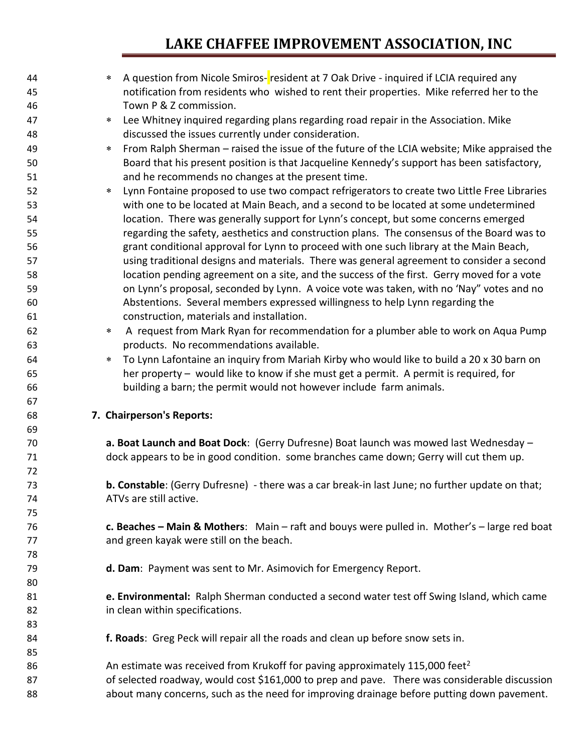- A question from Nicole Smiros- resident at 7 Oak Drive - inquired if LCIA required any notification from residents who wished to rent their properties. Mike referred her to the Town P & Z commission.
- Lee Whitney inquired regarding plans regarding road repair in the Association. Mike discussed the issues currently under consideration.
- From Ralph Sherman – raised the issue of the future of the LCIA website; Mike appraised the Board that his present position is that Jacqueline Kennedy's support has been satisfactory, and he recommends no changes at the present time.
- Lynn Fontaine proposed to use two compact refrigerators to create two Little Free Libraries with one to be located at Main Beach, and a second to be located at some undetermined location. There was generally support for Lynn's concept, but some concerns emerged regarding the safety, aesthetics and construction plans. The consensus of the Board was to grant conditional approval for Lynn to proceed with one such library at the Main Beach, using traditional designs and materials. There was general agreement to consider a second location pending agreement on a site, and the success of the first. Gerry moved for a vote on Lynn's proposal, seconded by Lynn. A voice vote was taken, with no 'Nay" votes and no Abstentions. Several members expressed willingness to help Lynn regarding the construction, materials and installation.
- A request from Mark Ryan for recommendation for a plumber able to work on Aqua Pump products. No recommendations available.
- To Lynn Lafontaine an inquiry from Mariah Kirby who would like to build a 20 x 30 barn on her property – would like to know if she must get a permit. A permit is required, for building a barn; the permit would not however include farm animals.

**7. Chairperson's Reports:**

**a. Boat Launch and Boat Dock**: (Gerry Dufresne) Boat launch was mowed last Wednesday – dock appears to be in good condition. some branches came down; Gerry will cut them up.

**b. Constable**: (Gerry Dufresne) - there was a car break-in last June; no further update on that; ATVs are still active.

**c. Beaches – Main & Mothers**: Main – raft and bouys were pulled in. Mother's – large red boat and green kayak were still on the beach.

**d. Dam**: Payment was sent to Mr. Asimovich for Emergency Report.

**e. Environmental:** Ralph Sherman conducted a second water test off Swing Island, which came in clean within specifications.

**f. Roads**: Greg Peck will repair all the roads and clean up before snow sets in.

An estimate was received from Krukoff for paving approximately 115,000 feet$^2$ of selected roadway, would cost $161,000 to prep and pave. There was considerable discussion about many concerns, such as the need for improving drainage before putting down pavement.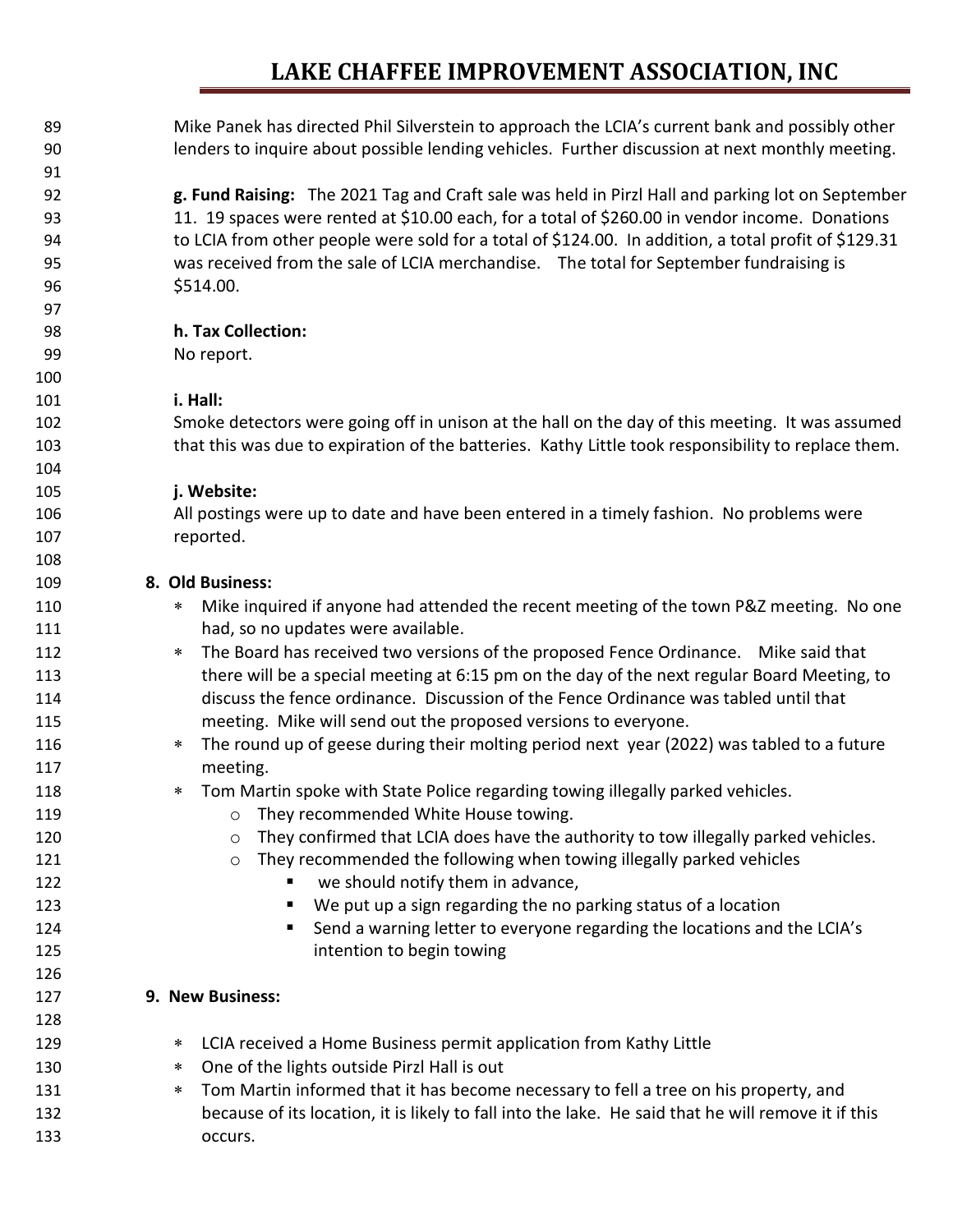Mike Panek has directed Phil Silverstein to approach the LCIA's current bank and possibly other lenders to inquire about possible lending vehicles. Further discussion at next monthly meeting.

**g. Fund Raising:** The 2021 Tag and Craft sale was held in Pirzl Hall and parking lot on September 11. 19 spaces were rented at $10.00 each, for a total of $260.00 in vendor income. Donations to LCIA from other people were sold for a total of $124.00. In addition, a total profit of $129.31 was received from the sale of LCIA merchandise. The total for September fundraising is $514.00.

**h. Tax Collection:**
No report.

**i. Hall:**
Smoke detectors were going off in unison at the hall on the day of this meeting. It was assumed that this was due to expiration of the batteries. Kathy Little took responsibility to replace them.

**j. Website:**
All postings were up to date and have been entered in a timely fashion. No problems were reported.

**8. Old Business:**

- Mike inquired if anyone had attended the recent meeting of the town P&Z meeting. No one had, so no updates were available.
- The Board has received two versions of the proposed Fence Ordinance. Mike said that there will be a special meeting at 6:15 pm on the day of the next regular Board Meeting, to discuss the fence ordinance. Discussion of the Fence Ordinance was tabled until that meeting. Mike will send out the proposed versions to everyone.
- The round up of geese during their molting period next year (2022) was tabled to a future meeting.
- Tom Martin spoke with State Police regarding towing illegally parked vehicles.
  - They recommended White House towing.
  - They confirmed that LCIA does have the authority to tow illegally parked vehicles.
  - They recommended the following when towing illegally parked vehicles
    - we should notify them in advance,
    - We put up a sign regarding the no parking status of a location
    - Send a warning letter to everyone regarding the locations and the LCIA's intention to begin towing

**9. New Business:**

- LCIA received a Home Business permit application from Kathy Little
- One of the lights outside Pirzl Hall is out
- Tom Martin informed that it has become necessary to fell a tree on his property, and because of its location, it is likely to fall into the lake. He said that he will remove it if this occurs.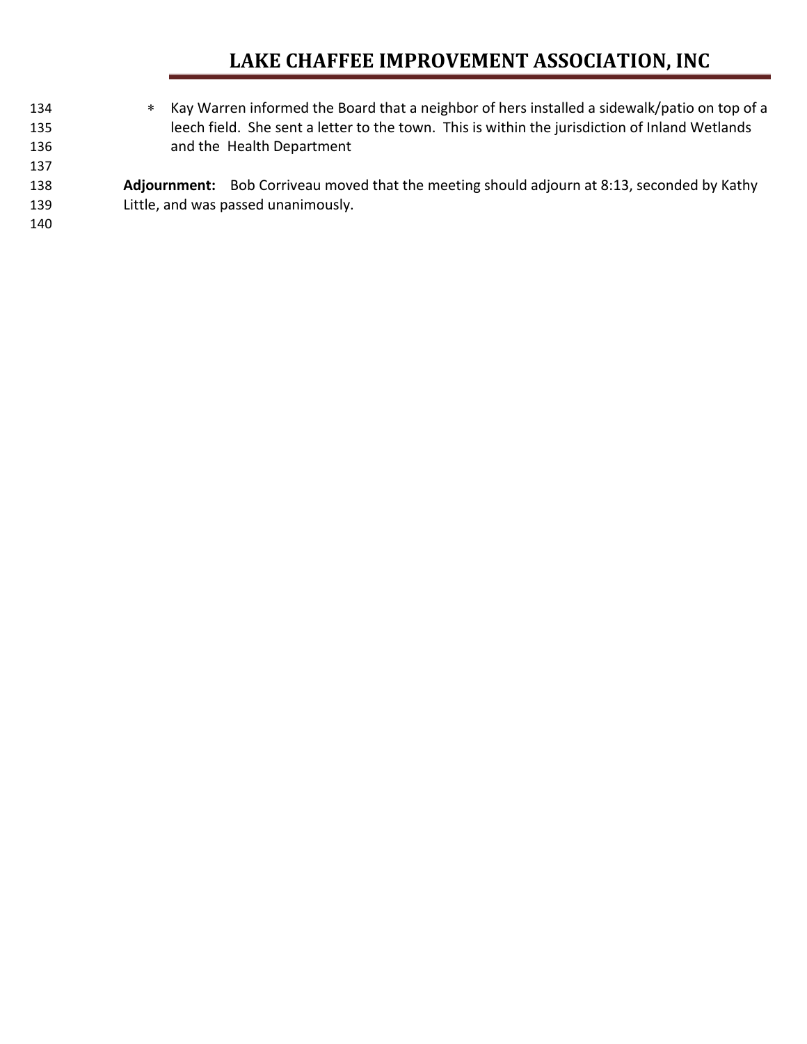- Kay Warren informed the Board that a neighbor of hers installed a sidewalk/patio on top of a leech field. She sent a letter to the town. This is within the jurisdiction of Inland Wetlands and the Health Department

**Adjournment:** Bob Corriveau moved that the meeting should adjourn at 8:13, seconded by Kathy Little, and was passed unanimously.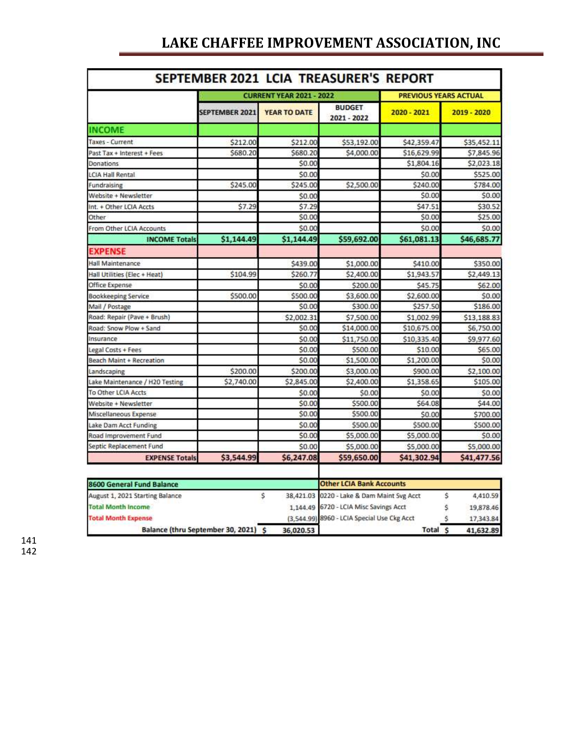# LAKE CHAFFEE IMPROVEMENT ASSOCIATION, INC

## SEPTEMBER 2021 LCIA TREASURER'S REPORT

| | CURRENT YEAR 2021 - 2022 | | | PREVIOUS YEARS ACTUAL | |
|---|---|---|---|---|---|
| | SEPTEMBER 2021 | YEAR TO DATE | BUDGET 2021 - 2022 | 2020 - 2021 | 2019 - 2020 |
| **INCOME** | | | | | |
| Taxes - Current | $212.00 | $212.00 | $53,192.00 | $42,359.47 | $35,452.11 |
| Past Tax + Interest + Fees | $680.20 | $680.20 | $4,000.00 | $16,629.99 | $7,845.96 |
| Donations | | $0.00 | | $1,804.16 | $2,023.18 |
| LCIA Hall Rental | | $0.00 | | $0.00 | $525.00 |
| Fundraising | $245.00 | $245.00 | $2,500.00 | $240.00 | $784.00 |
| Website + Newsletter | | $0.00 | | $0.00 | $0.00 |
| Int. + Other LCIA Accts | $7.29 | $7.29 | | $47.51 | $30.52 |
| Other | | $0.00 | | $0.00 | $25.00 |
| From Other LCIA Accounts | | $0.00 | | $0.00 | $0.00 |
| **INCOME Totals** | **$1,144.49** | **$1,144.49** | **$59,692.00** | **$61,081.13** | **$46,685.77** |
| **EXPENSE** | | | | | |
| Hall Maintenance | | $439.00 | $1,000.00 | $410.00 | $350.00 |
| Hall Utilities (Elec + Heat) | $104.99 | $260.77 | $2,400.00 | $1,943.57 | $2,449.13 |
| Office Expense | | $0.00 | $200.00 | $45.75 | $62.00 |
| Bookkeeping Service | $500.00 | $500.00 | $3,600.00 | $2,600.00 | $0.00 |
| Mail / Postage | | $0.00 | $300.00 | $257.50 | $186.00 |
| Road: Repair (Pave + Brush) | | $2,002.31 | $7,500.00 | $1,002.99 | $13,188.83 |
| Road: Snow Plow + Sand | | $0.00 | $14,000.00 | $10,675.00 | $6,750.00 |
| Insurance | | $0.00 | $11,750.00 | $10,335.40 | $9,977.60 |
| Legal Costs + Fees | | $0.00 | $500.00 | $10.00 | $65.00 |
| Beach Maint + Recreation | | $0.00 | $1,500.00 | $1,200.00 | $0.00 |
| Landscaping | $200.00 | $200.00 | $3,000.00 | $900.00 | $2,100.00 |
| Lake Maintenance / H20 Testing | $2,740.00 | $2,845.00 | $2,400.00 | $1,358.65 | $105.00 |
| To Other LCIA Accts | | $0.00 | $0.00 | $0.00 | $0.00 |
| Website + Newsletter | | $0.00 | $500.00 | $64.08 | $44.00 |
| Miscellaneous Expense | | $0.00 | $500.00 | $0.00 | $700.00 |
| Lake Dam Acct Funding | | $0.00 | $500.00 | $500.00 | $500.00 |
| Road Improvement Fund | | $0.00 | $5,000.00 | $5,000.00 | $0.00 |
| Septic Replacement Fund | | $0.00 | $5,000.00 | $5,000.00 | $5,000.00 |
| **EXPENSE Totals** | **$3,544.99** | **$6,247.08** | **$59,650.00** | **$41,302.94** | **$41,477.56** |

| 8600 General Fund Balance | | | Other LCIA Bank Accounts | | |
|---|---|---|---|---|---|
| August 1, 2021 Starting Balance | $ | 38,421.03 | 0220 - Lake & Dam Maint Svg Acct | $ | 4,410.59 |
| Total Month Income | | 1,144.49 | 6720 - LCIA Misc Savings Acct | $ | 19,878.46 |
| Total Month Expense | | (3,544.99) | 8960 - LCIA Special Use Ckg Acct | $ | 17,343.84 |
| **Balance (thru September 30, 2021)** | **$** | **36,020.53** | **Total** | **$** | **41,632.89** |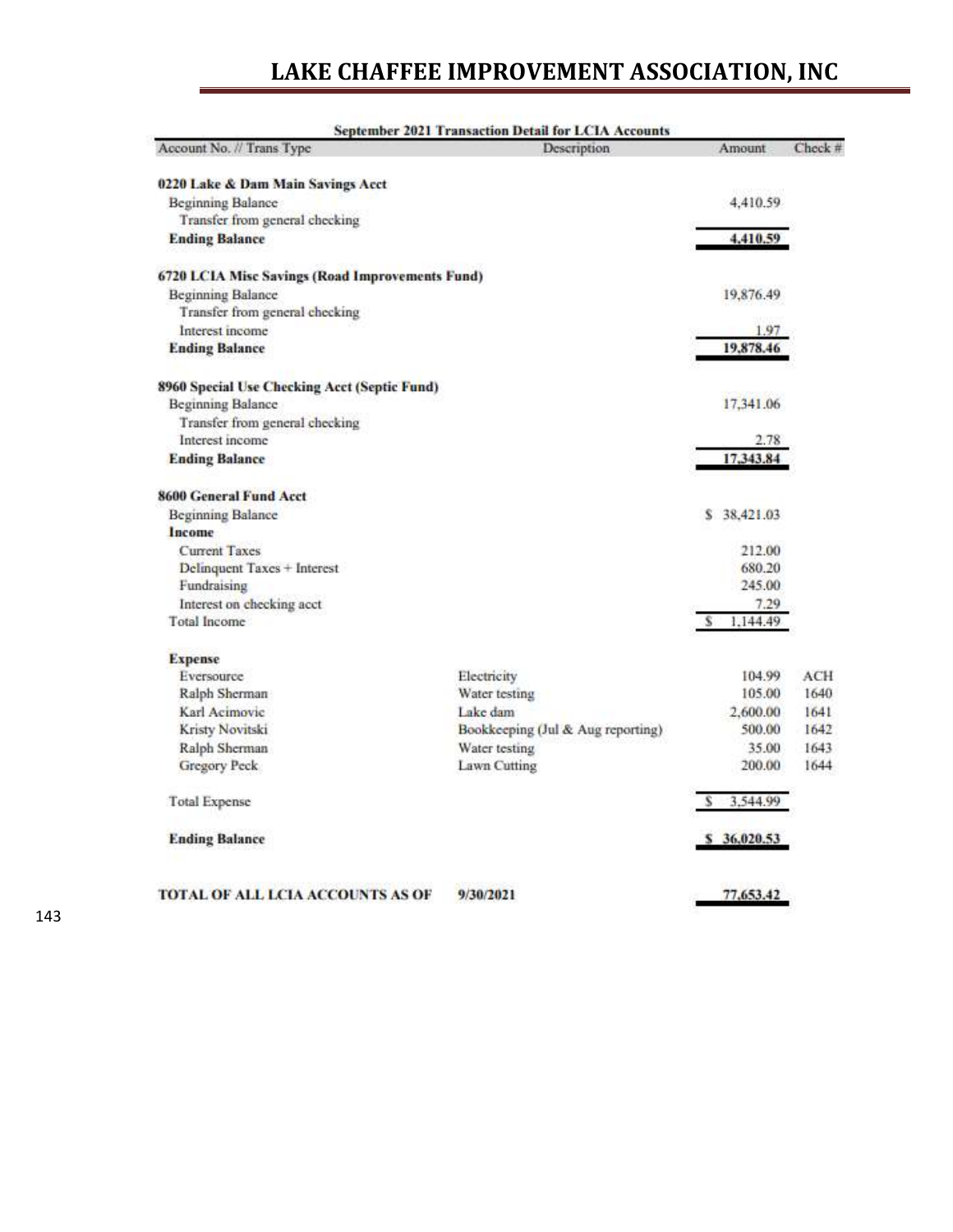# LAKE CHAFFEE IMPROVEMENT ASSOCIATION, INC

**September 2021 Transaction Detail for LCIA Accounts**

| Account No. // Trans Type | Description | Amount | Check # |
|---|---|---|---|
| **0220 Lake & Dam Main Savings Acct** | | | |
| Beginning Balance | | 4,410.59 | |
| Transfer from general checking | | | |
| **Ending Balance** | | **4,410.59** | |
| **6720 LCIA Misc Savings (Road Improvements Fund)** | | | |
| Beginning Balance | | 19,876.49 | |
| Transfer from general checking | | | |
| Interest income | | 1.97 | |
| **Ending Balance** | | **19,878.46** | |
| **8960 Special Use Checking Acct (Septic Fund)** | | | |
| Beginning Balance | | 17,341.06 | |
| Transfer from general checking | | | |
| Interest income | | 2.78 | |
| **Ending Balance** | | **17,343.84** | |
| **8600 General Fund Acct** | | | |
| Beginning Balance | | $ 38,421.03 | |
| **Income** | | | |
| Current Taxes | | 212.00 | |
| Delinquent Taxes + Interest | | 680.20 | |
| Fundraising | | 245.00 | |
| Interest on checking acct | | 7.29 | |
| Total Income | | $ 1,144.49 | |
| **Expense** | | | |
| Eversource | Electricity | 104.99 | ACH |
| Ralph Sherman | Water testing | 105.00 | 1640 |
| Karl Acimovic | Lake dam | 2,600.00 | 1641 |
| Kristy Novitski | Bookkeeping (Jul & Aug reporting) | 500.00 | 1642 |
| Ralph Sherman | Water testing | 35.00 | 1643 |
| Gregory Peck | Lawn Cutting | 200.00 | 1644 |
| Total Expense | | $ 3,544.99 | |
| **Ending Balance** | | **$ 36,020.53** | |
| **TOTAL OF ALL LCIA ACCOUNTS AS OF** | **9/30/2021** | **77,653.42** | |